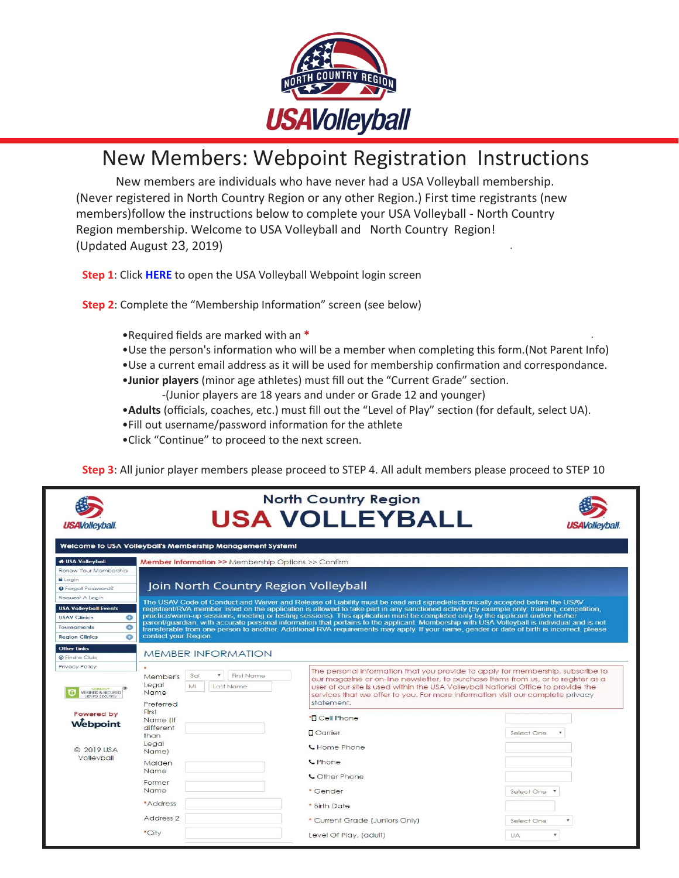# New Members: Webpoint Registration Instructions

New members are individuals who have never had a USA Volleyball membership. (Never registered in North Country Region or any other Region.) First time registrants (new members)follow the instructions below to complete your USA Volleyball - North Country Region membership. Welcome to USA Volleyball and North Country Region! (Updated August 23, 2019)

**Step 1**: Click **HERE** to open the USA Volleyball Webpoint login screen

**Step 2**: Complete the "Membership Information" screen (see below)

- Required fields are marked with an *
- Use the person's information who will be a member when completing this form.(Not Parent Info)
- Use a current email address as it will be used for membership confirmation and correspondance.
- **Junior players** (minor age athletes) must fill out the "Current Grade" section.
  - -(Junior players are 18 years and under or Grade 12 and younger)
- **Adults** (officials, coaches, etc.) must fill out the "Level of Play" section (for default, select UA).
- Fill out username/password information for the athlete
- Click "Continue" to proceed to the next screen.

**Step 3**: All junior player members please proceed to STEP 4. All adult members please proceed to STEP 10

North Country Region
USA VOLLEYBALL

Welcome to USA Volleyball's Membership Management System!

USA Volleyball
Renew Your Membership
Login
Forgot Password?
Request A Login

USA Volleyball Events
USAV Clinics
Tournaments
Region Clinics

Other Links
Find a Club
Privacy Policy

Powered by Webpoint

© 2019 USA Volleyball

Member Information >> Membership Options >> Confirm

Join North Country Region Volleyball

The USAV Code of Conduct and Waiver and Release of Liability must be read and signed/electronically accepted before the USAV registrant/RVA member listed on the application is allowed to take part in any sanctioned activity (by example only: training, competition, practice/warm-up sessions, meeting or testing sessions). This application must be completed only by the applicant and/or his/her parent/guardian, with accurate personal information that pertains to the applicant. Membership with USA Volleyball is individual and is not transferable from one person to another. Additional RVA requirements may apply. If your name, gender or date of birth is incorrect, please contact your Region.

MEMBER INFORMATION

*Member's Legal Name: Sal / First Name / MI / Last Name
Preferred First Name (If different than Legal Name)
Maiden Name
Former Name
*Address
Address 2
*City

The personal information that you provide to apply for membership, subscribe to our magazine or on-line newsletter, to purchase items from us, or to register as a user of our site is used within the USA Volleyball National Office to provide the services that we offer to you. For more information visit our complete privacy statement.

*Cell Phone
Carrier: Select One
Home Phone
Phone
Other Phone
*Gender: Select One
*Birth Date
*Current Grade (Juniors Only): Select One
Level Of Play, (adult): UA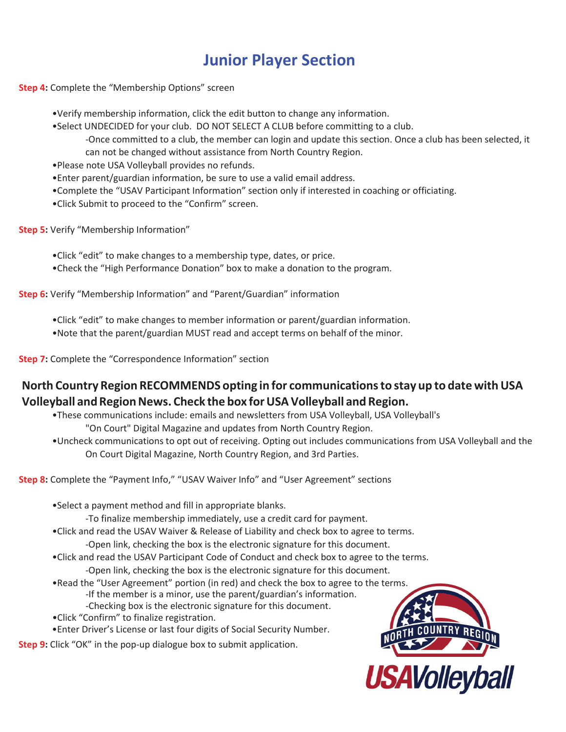# Junior Player Section

**Step 4:** Complete the "Membership Options" screen

- Verify membership information, click the edit button to change any information.
- Select UNDECIDED for your club. DO NOT SELECT A CLUB before committing to a club.
  - -Once committed to a club, the member can login and update this section. Once a club has been selected, it can not be changed without assistance from North Country Region.
- Please note USA Volleyball provides no refunds.
- Enter parent/guardian information, be sure to use a valid email address.
- Complete the "USAV Participant Information" section only if interested in coaching or officiating.
- Click Submit to proceed to the "Confirm" screen.

**Step 5:** Verify "Membership Information"

- Click "edit" to make changes to a membership type, dates, or price.
- Check the "High Performance Donation" box to make a donation to the program.

**Step 6:** Verify "Membership Information" and "Parent/Guardian" information

- Click "edit" to make changes to member information or parent/guardian information.
- Note that the parent/guardian MUST read and accept terms on behalf of the minor.

**Step 7:** Complete the "Correspondence Information" section

**North Country Region RECOMMENDS opting in for communications to stay up to date with USA Volleyball and Region News. Check the box for USA Volleyball and Region.**

- These communications include: emails and newsletters from USA Volleyball, USA Volleyball's "On Court" Digital Magazine and updates from North Country Region.
- Uncheck communications to opt out of receiving. Opting out includes communications from USA Volleyball and the On Court Digital Magazine, North Country Region, and 3rd Parties.

**Step 8:** Complete the "Payment Info," "USAV Waiver Info" and "User Agreement" sections

- Select a payment method and fill in appropriate blanks.
  - -To finalize membership immediately, use a credit card for payment.
- Click and read the USAV Waiver & Release of Liability and check box to agree to terms.
  - -Open link, checking the box is the electronic signature for this document.
- Click and read the USAV Participant Code of Conduct and check box to agree to the terms.
  - -Open link, checking the box is the electronic signature for this document.
- Read the "User Agreement" portion (in red) and check the box to agree to the terms.
  - -If the member is a minor, use the parent/guardian's information.
  - -Checking box is the electronic signature for this document.
- Click "Confirm" to finalize registration.
- Enter Driver's License or last four digits of Social Security Number.

**Step 9:** Click "OK" in the pop-up dialogue box to submit application.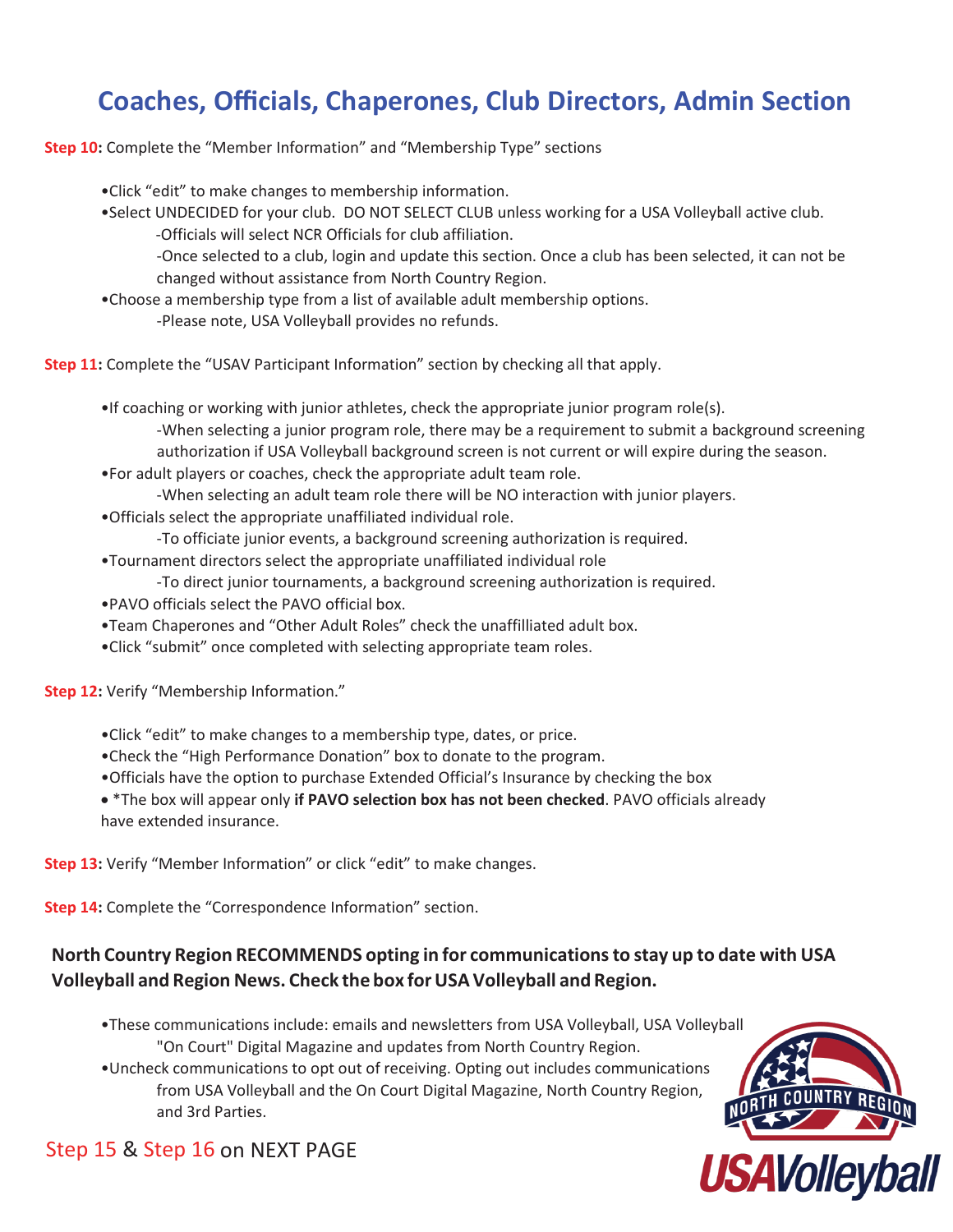# Coaches, Officials, Chaperones, Club Directors, Admin Section

**Step 10:** Complete the "Member Information" and "Membership Type" sections

- Click "edit" to make changes to membership information.
- Select UNDECIDED for your club. DO NOT SELECT CLUB unless working for a USA Volleyball active club.
  - -Officials will select NCR Officials for club affiliation.
  - -Once selected to a club, login and update this section. Once a club has been selected, it can not be changed without assistance from North Country Region.
- Choose a membership type from a list of available adult membership options.
  - -Please note, USA Volleyball provides no refunds.

**Step 11:** Complete the "USAV Participant Information" section by checking all that apply.

- If coaching or working with junior athletes, check the appropriate junior program role(s).
  - -When selecting a junior program role, there may be a requirement to submit a background screening authorization if USA Volleyball background screen is not current or will expire during the season.
- For adult players or coaches, check the appropriate adult team role.
  - -When selecting an adult team role there will be NO interaction with junior players.
- Officials select the appropriate unaffiliated individual role.
  - -To officiate junior events, a background screening authorization is required.
- Tournament directors select the appropriate unaffiliated individual role
  - -To direct junior tournaments, a background screening authorization is required.
- PAVO officials select the PAVO official box.
- Team Chaperones and "Other Adult Roles" check the unaffilliated adult box.
- Click "submit" once completed with selecting appropriate team roles.

**Step 12:** Verify "Membership Information."

- Click "edit" to make changes to a membership type, dates, or price.
- Check the "High Performance Donation" box to donate to the program.
- Officials have the option to purchase Extended Official's Insurance by checking the box
- *The box will appear only **if PAVO selection box has not been checked**. PAVO officials already have extended insurance.

**Step 13:** Verify "Member Information" or click "edit" to make changes.

**Step 14:** Complete the "Correspondence Information" section.

**North Country Region RECOMMENDS opting in for communications to stay up to date with USA Volleyball and Region News. Check the box for USA Volleyball and Region.**

- These communications include: emails and newsletters from USA Volleyball, USA Volleyball "On Court" Digital Magazine and updates from North Country Region.
- Uncheck communications to opt out of receiving. Opting out includes communications from USA Volleyball and the On Court Digital Magazine, North Country Region, and 3rd Parties.

Step 15 & Step 16 on NEXT PAGE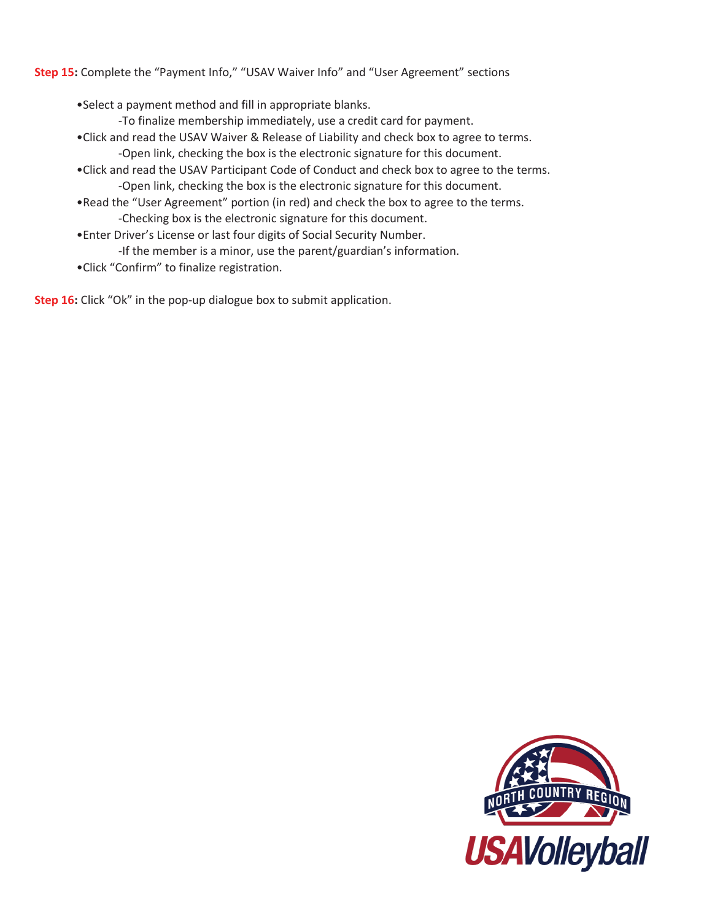**Step 15:** Complete the "Payment Info," "USAV Waiver Info" and "User Agreement" sections

- Select a payment method and fill in appropriate blanks.
  - To finalize membership immediately, use a credit card for payment.
- Click and read the USAV Waiver & Release of Liability and check box to agree to terms.
  - Open link, checking the box is the electronic signature for this document.
- Click and read the USAV Participant Code of Conduct and check box to agree to the terms.
  - Open link, checking the box is the electronic signature for this document.
- Read the "User Agreement" portion (in red) and check the box to agree to the terms.
  - Checking box is the electronic signature for this document.
- Enter Driver's License or last four digits of Social Security Number.
  - If the member is a minor, use the parent/guardian's information.
- Click "Confirm" to finalize registration.

**Step 16:** Click "Ok" in the pop-up dialogue box to submit application.

NORTH COUNTRY REGION

USAVolleyball